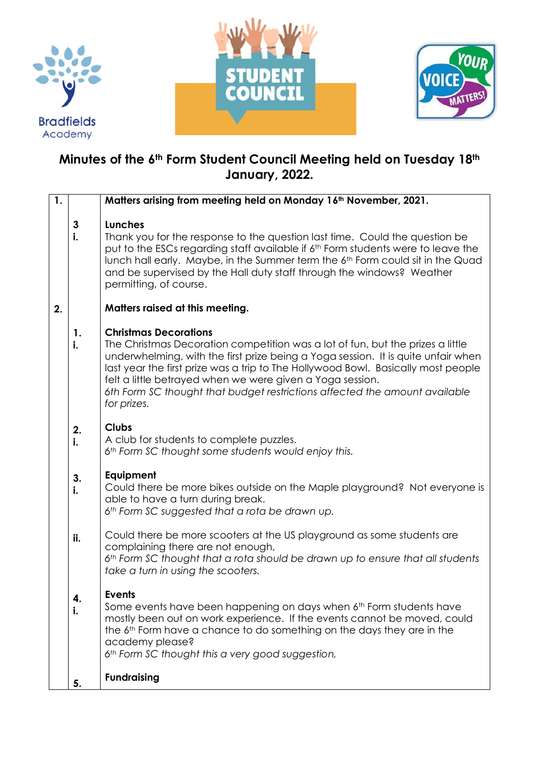Bradfields Academy

STUDENT COUNCIL

YOUR VOICE MATTERS!

# Minutes of the 6th Form Student Council Meeting held on Tuesday 18th January, 2022.

| | | |
|---|---|---|
| **1.** | | **Matters arising from meeting held on Monday 16th November, 2021.** |
| | **3 i.** | **Lunches**<br>Thank you for the response to the question last time. Could the question be put to the ESCs regarding staff available if 6th Form students were to leave the lunch hall early. Maybe, in the Summer term the 6th Form could sit in the Quad and be supervised by the Hall duty staff through the windows? Weather permitting, of course. |
| **2.** | | **Matters raised at this meeting.** |
| | **1. i.** | **Christmas Decorations**<br>The Christmas Decoration competition was a lot of fun, but the prizes a little underwhelming, with the first prize being a Yoga session. It is quite unfair when last year the first prize was a trip to The Hollywood Bowl. Basically most people felt a little betrayed when we were given a Yoga session.<br>*6th Form SC thought that budget restrictions affected the amount available for prizes.* |
| | **2. i.** | **Clubs**<br>A club for students to complete puzzles.<br>*6th Form SC thought some students would enjoy this.* |
| | **3. i.** | **Equipment**<br>Could there be more bikes outside on the Maple playground? Not everyone is able to have a turn during break.<br>*6th Form SC suggested that a rota be drawn up.* |
| | **ii.** | Could there be more scooters at the US playground as some students are complaining there are not enough,<br>*6th Form SC thought that a rota should be drawn up to ensure that all students take a turn in using the scooters.* |
| | **4. i.** | **Events**<br>Some events have been happening on days when 6th Form students have mostly been out on work experience. If the events cannot be moved, could the 6th Form have a chance to do something on the days they are in the academy please?<br>*6th Form SC thought this a very good suggestion,* |
| | **5.** | **Fundraising** |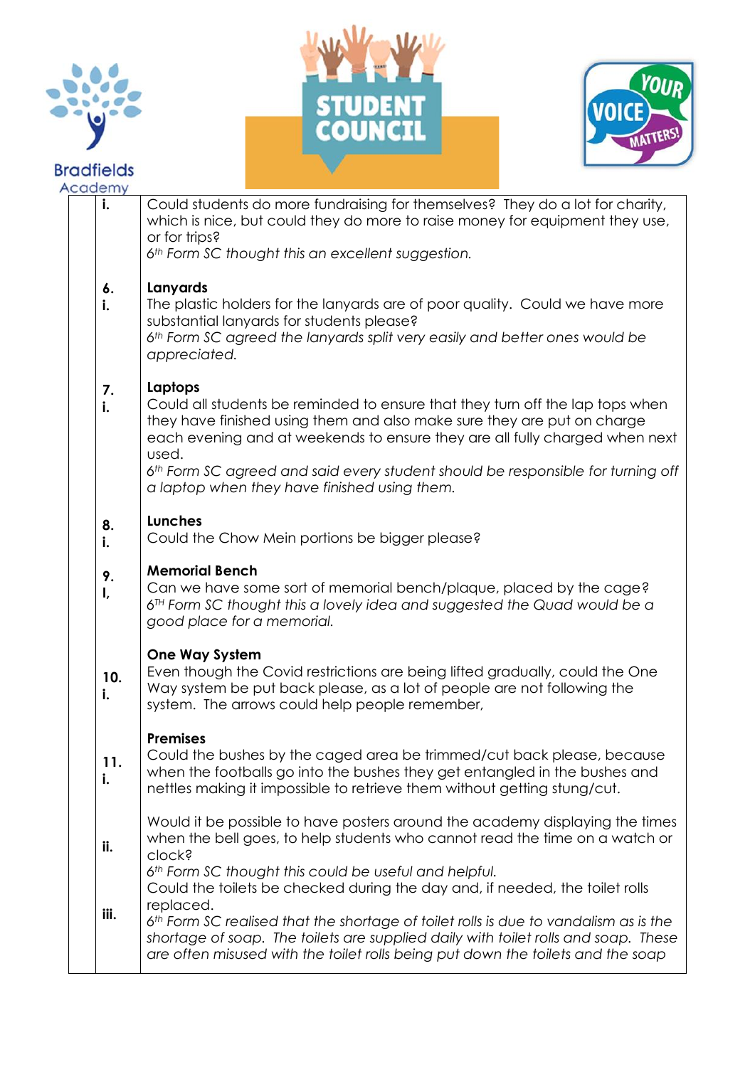| | | |
|---|---|---|
| | i. | Could students do more fundraising for themselves? They do a lot for charity, which is nice, but could they do more to raise money for equipment they use, or for trips?<br>*6th Form SC thought this an excellent suggestion.* |
| | 6.<br>i. | **Lanyards**<br>The plastic holders for the lanyards are of poor quality. Could we have more substantial lanyards for students please?<br>*6th Form SC agreed the lanyards split very easily and better ones would be appreciated.* |
| | 7.<br>i. | **Laptops**<br>Could all students be reminded to ensure that they turn off the lap tops when they have finished using them and also make sure they are put on charge each evening and at weekends to ensure they are all fully charged when next used.<br>*6th Form SC agreed and said every student should be responsible for turning off a laptop when they have finished using them.* |
| | 8.<br>i. | **Lunches**<br>Could the Chow Mein portions be bigger please? |
| | 9.<br>I, | **Memorial Bench**<br>Can we have some sort of memorial bench/plaque, placed by the cage?<br>*6TH Form SC thought this a lovely idea and suggested the Quad would be a good place for a memorial.* |
| | 10.<br>i. | **One Way System**<br>Even though the Covid restrictions are being lifted gradually, could the One Way system be put back please, as a lot of people are not following the system. The arrows could help people remember, |
| | 11.<br>i. | **Premises**<br>Could the bushes by the caged area be trimmed/cut back please, because when the footballs go into the bushes they get entangled in the bushes and nettles making it impossible to retrieve them without getting stung/cut. |
| | ii. | Would it be possible to have posters around the academy displaying the times when the bell goes, to help students who cannot read the time on a watch or clock?<br>*6th Form SC thought this could be useful and helpful.* |
| | iii. | Could the toilets be checked during the day and, if needed, the toilet rolls replaced.<br>*6th Form SC realised that the shortage of toilet rolls is due to vandalism as is the shortage of soap. The toilets are supplied daily with toilet rolls and soap. These are often misused with the toilet rolls being put down the toilets and the soap* |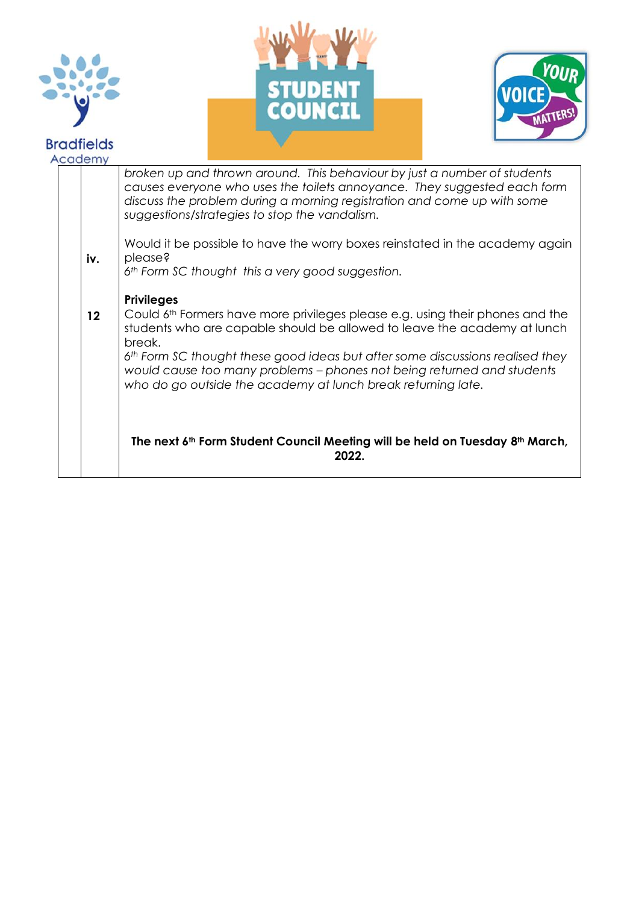| | | |
|---|---|---|
| | | *broken up and thrown around. This behaviour by just a number of students causes everyone who uses the toilets annoyance. They suggested each form discuss the problem during a morning registration and come up with some suggestions/strategies to stop the vandalism.* |
| | iv. | Would it be possible to have the worry boxes reinstated in the academy again please?<br>*6th Form SC thought this a very good suggestion.* |
| | 12 | **Privileges**<br>Could 6th Formers have more privileges please e.g. using their phones and the students who are capable should be allowed to leave the academy at lunch break.<br>*6th Form SC thought these good ideas but after some discussions realised they would cause too many problems – phones not being returned and students who do go outside the academy at lunch break returning late.* |
| | | **The next 6th Form Student Council Meeting will be held on Tuesday 8th March, 2022.** |